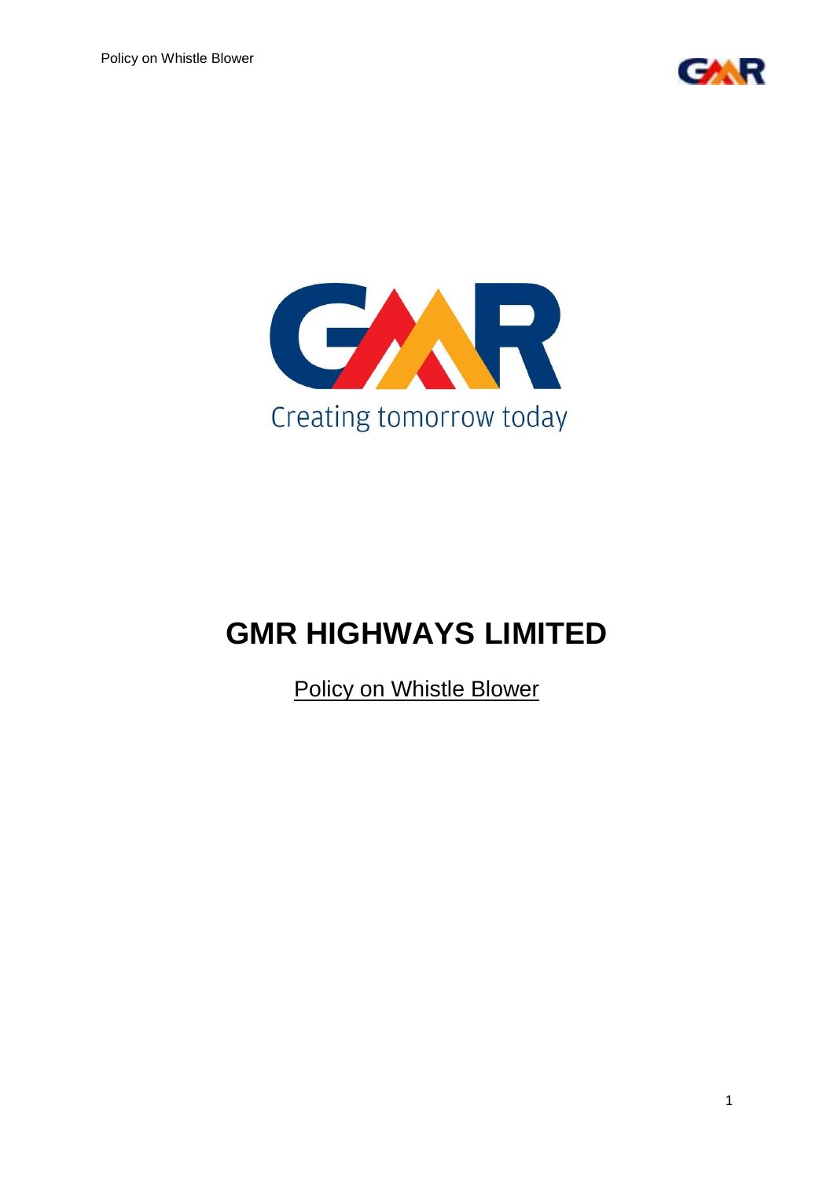Creating tomorrow today

# GMR HIGHWAYS LIMITED

Policy on Whistle Blower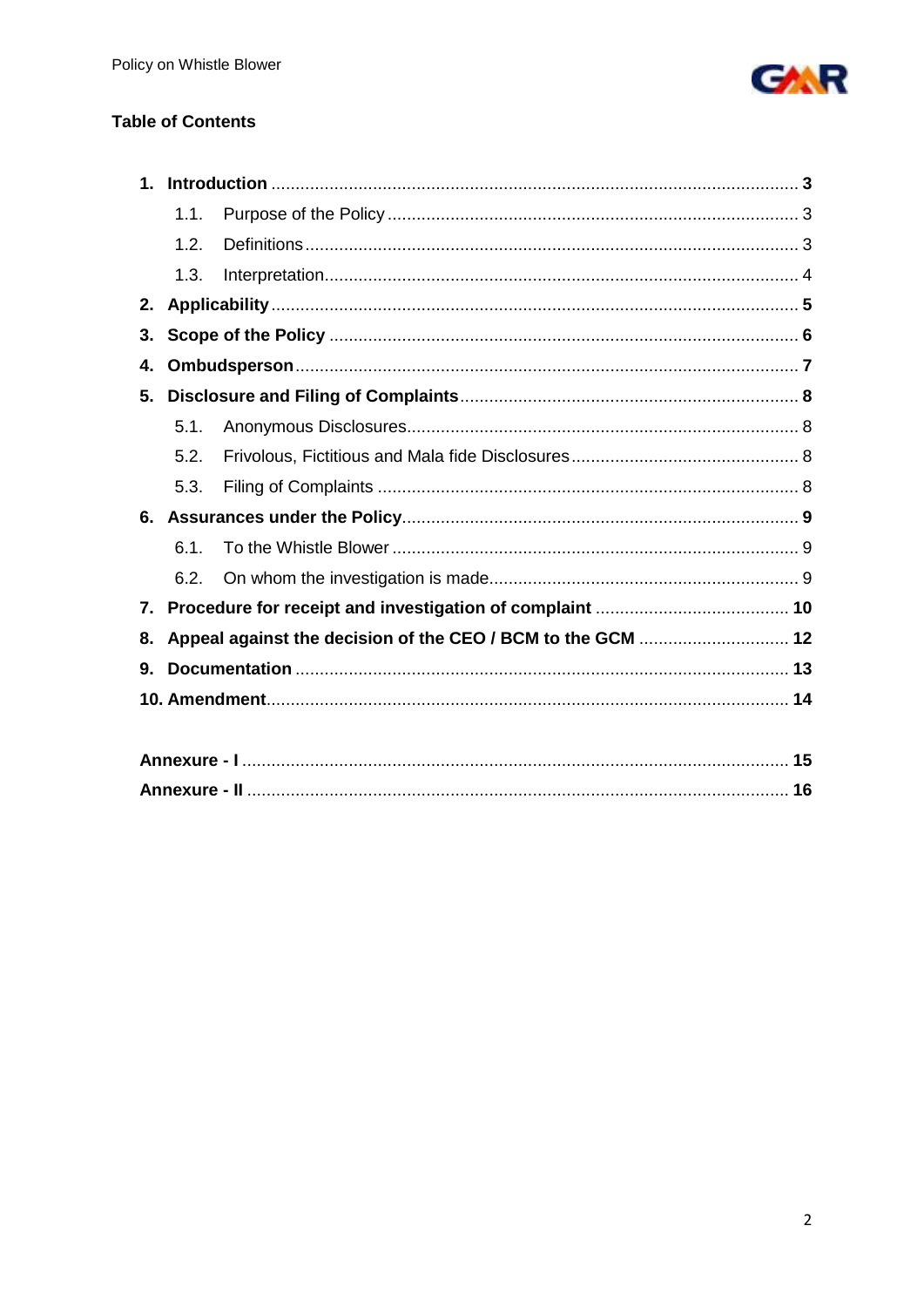## Table of Contents

1. **Introduction** ............ **3**
   - 1.1. Purpose of the Policy ............ 3
   - 1.2. Definitions ............ 3
   - 1.3. Interpretation ............ 4
2. **Applicability** ............ **5**
3. **Scope of the Policy** ............ **6**
4. **Ombudsperson** ............ **7**
5. **Disclosure and Filing of Complaints** ............ **8**
   - 5.1. Anonymous Disclosures ............ 8
   - 5.2. Frivolous, Fictitious and Mala fide Disclosures ............ 8
   - 5.3. Filing of Complaints ............ 8
6. **Assurances under the Policy** ............ **9**
   - 6.1. To the Whistle Blower ............ 9
   - 6.2. On whom the investigation is made ............ 9
7. **Procedure for receipt and investigation of complaint** ............ **10**
8. **Appeal against the decision of the CEO / BCM to the GCM** ............ **12**
9. **Documentation** ............ **13**
10. **Amendment** ............ **14**

**Annexure - I** ............ **15**

**Annexure - II** ............ **16**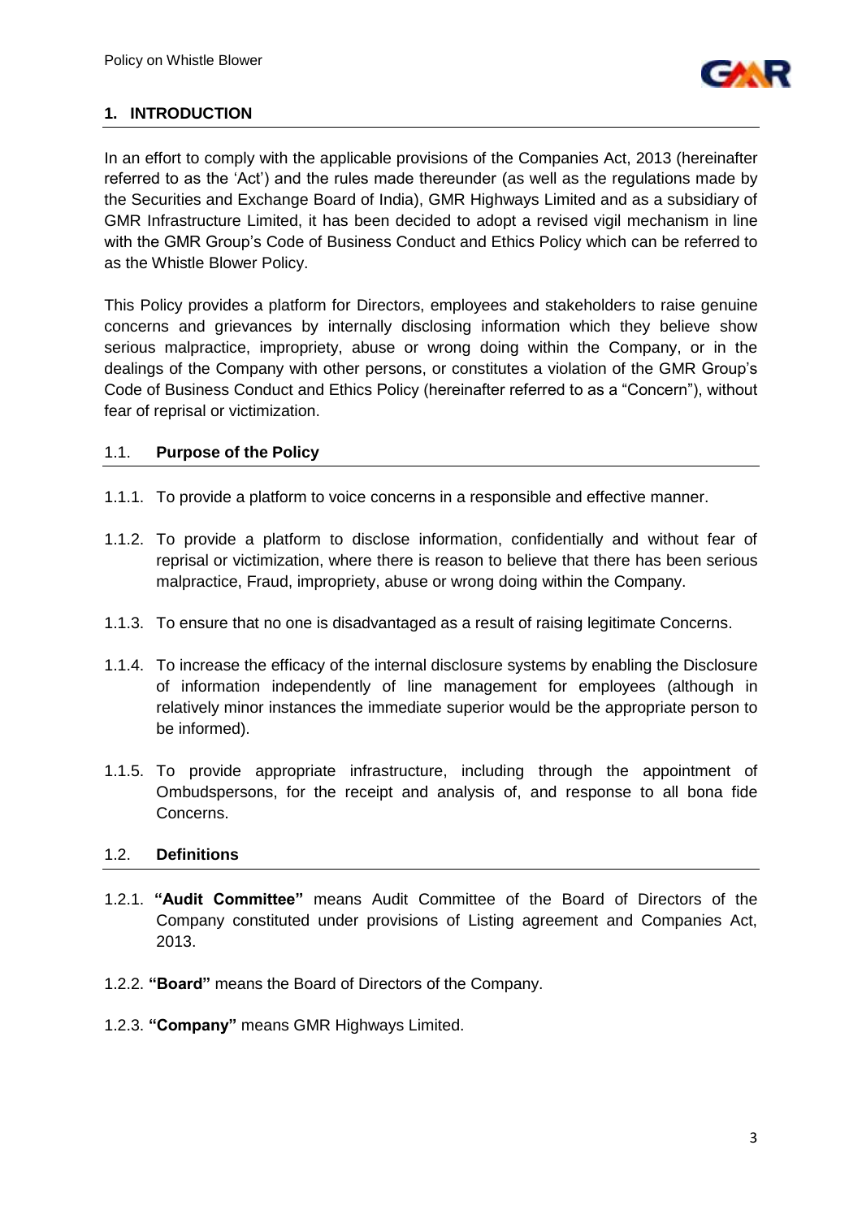## 1. INTRODUCTION

In an effort to comply with the applicable provisions of the Companies Act, 2013 (hereinafter referred to as the 'Act') and the rules made thereunder (as well as the regulations made by the Securities and Exchange Board of India), GMR Highways Limited and as a subsidiary of GMR Infrastructure Limited, it has been decided to adopt a revised vigil mechanism in line with the GMR Group's Code of Business Conduct and Ethics Policy which can be referred to as the Whistle Blower Policy.

This Policy provides a platform for Directors, employees and stakeholders to raise genuine concerns and grievances by internally disclosing information which they believe show serious malpractice, impropriety, abuse or wrong doing within the Company, or in the dealings of the Company with other persons, or constitutes a violation of the GMR Group's Code of Business Conduct and Ethics Policy (hereinafter referred to as a "Concern"), without fear of reprisal or victimization.

### 1.1. Purpose of the Policy

1.1.1. To provide a platform to voice concerns in a responsible and effective manner.

1.1.2. To provide a platform to disclose information, confidentially and without fear of reprisal or victimization, where there is reason to believe that there has been serious malpractice, Fraud, impropriety, abuse or wrong doing within the Company.

1.1.3. To ensure that no one is disadvantaged as a result of raising legitimate Concerns.

1.1.4. To increase the efficacy of the internal disclosure systems by enabling the Disclosure of information independently of line management for employees (although in relatively minor instances the immediate superior would be the appropriate person to be informed).

1.1.5. To provide appropriate infrastructure, including through the appointment of Ombudspersons, for the receipt and analysis of, and response to all bona fide Concerns.

### 1.2. Definitions

1.2.1. **"Audit Committee"** means Audit Committee of the Board of Directors of the Company constituted under provisions of Listing agreement and Companies Act, 2013.

1.2.2. **"Board"** means the Board of Directors of the Company.

1.2.3. **"Company"** means GMR Highways Limited.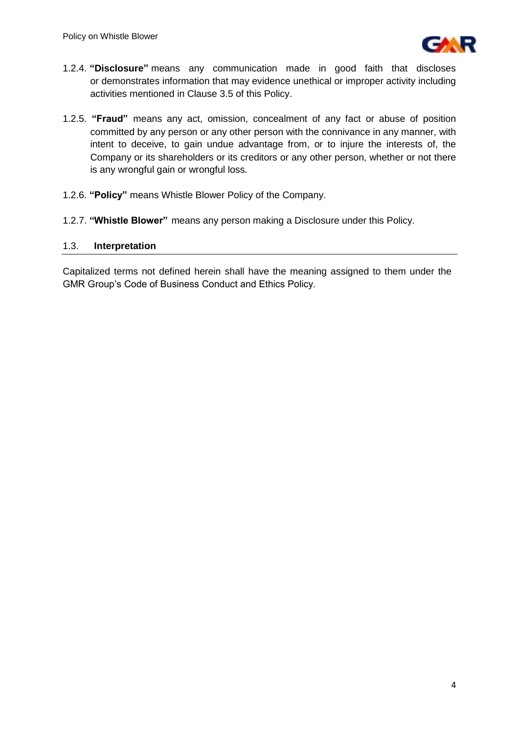1.2.4. **"Disclosure"** means any communication made in good faith that discloses or demonstrates information that may evidence unethical or improper activity including activities mentioned in Clause 3.5 of this Policy.

1.2.5. **"Fraud"** means any act, omission, concealment of any fact or abuse of position committed by any person or any other person with the connivance in any manner, with intent to deceive, to gain undue advantage from, or to injure the interests of, the Company or its shareholders or its creditors or any other person, whether or not there is any wrongful gain or wrongful loss.

1.2.6. **"Policy"** means Whistle Blower Policy of the Company.

1.2.7. **"Whistle Blower"** means any person making a Disclosure under this Policy.

### 1.3. Interpretation

Capitalized terms not defined herein shall have the meaning assigned to them under the GMR Group's Code of Business Conduct and Ethics Policy.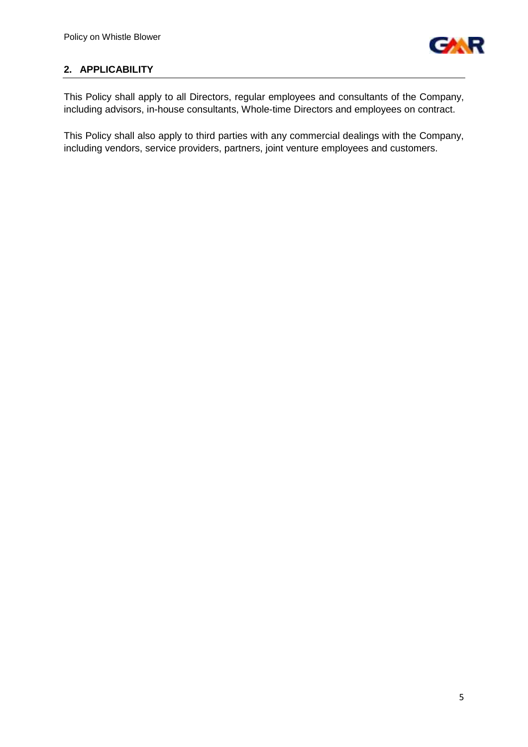## 2. APPLICABILITY

This Policy shall apply to all Directors, regular employees and consultants of the Company, including advisors, in-house consultants, Whole-time Directors and employees on contract.

This Policy shall also apply to third parties with any commercial dealings with the Company, including vendors, service providers, partners, joint venture employees and customers.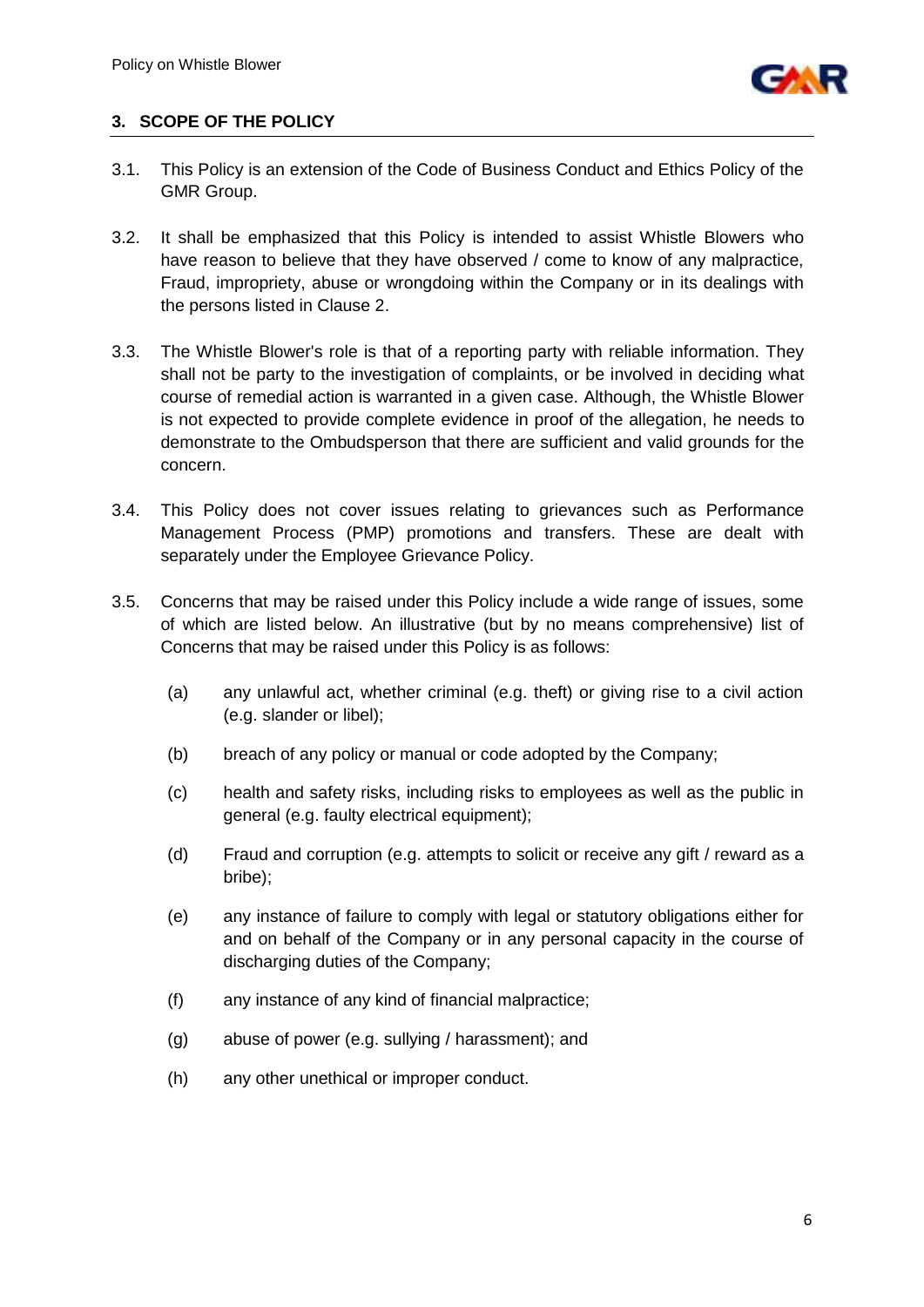## 3. SCOPE OF THE POLICY

3.1. This Policy is an extension of the Code of Business Conduct and Ethics Policy of the GMR Group.

3.2. It shall be emphasized that this Policy is intended to assist Whistle Blowers who have reason to believe that they have observed / come to know of any malpractice, Fraud, impropriety, abuse or wrongdoing within the Company or in its dealings with the persons listed in Clause 2.

3.3. The Whistle Blower's role is that of a reporting party with reliable information. They shall not be party to the investigation of complaints, or be involved in deciding what course of remedial action is warranted in a given case. Although, the Whistle Blower is not expected to provide complete evidence in proof of the allegation, he needs to demonstrate to the Ombudsperson that there are sufficient and valid grounds for the concern.

3.4. This Policy does not cover issues relating to grievances such as Performance Management Process (PMP) promotions and transfers. These are dealt with separately under the Employee Grievance Policy.

3.5. Concerns that may be raised under this Policy include a wide range of issues, some of which are listed below. An illustrative (but by no means comprehensive) list of Concerns that may be raised under this Policy is as follows:

(a) any unlawful act, whether criminal (e.g. theft) or giving rise to a civil action (e.g. slander or libel);

(b) breach of any policy or manual or code adopted by the Company;

(c) health and safety risks, including risks to employees as well as the public in general (e.g. faulty electrical equipment);

(d) Fraud and corruption (e.g. attempts to solicit or receive any gift / reward as a bribe);

(e) any instance of failure to comply with legal or statutory obligations either for and on behalf of the Company or in any personal capacity in the course of discharging duties of the Company;

(f) any instance of any kind of financial malpractice;

(g) abuse of power (e.g. sullying / harassment); and

(h) any other unethical or improper conduct.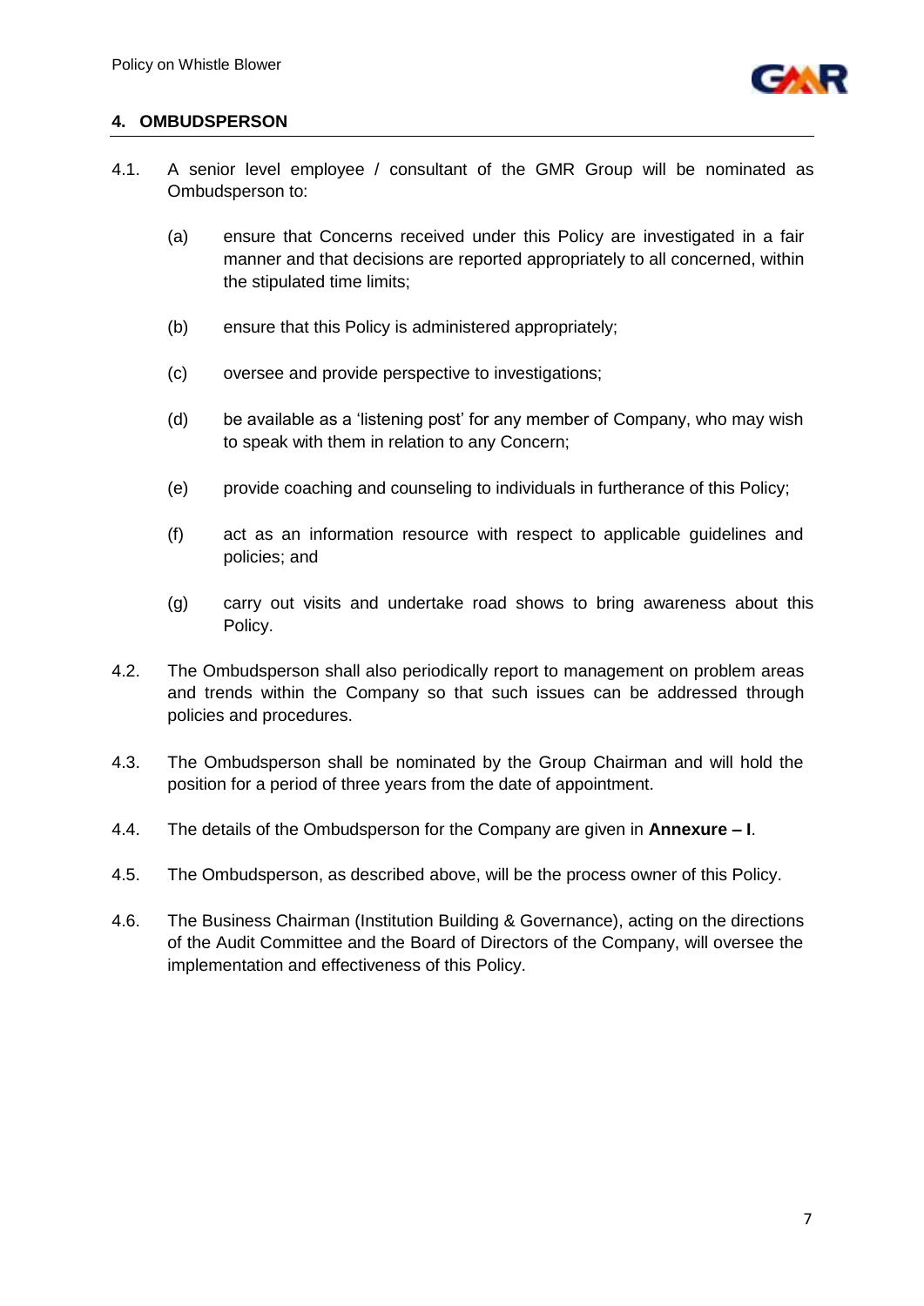## 4. OMBUDSPERSON

4.1. A senior level employee / consultant of the GMR Group will be nominated as Ombudsperson to:

(a) ensure that Concerns received under this Policy are investigated in a fair manner and that decisions are reported appropriately to all concerned, within the stipulated time limits;

(b) ensure that this Policy is administered appropriately;

(c) oversee and provide perspective to investigations;

(d) be available as a 'listening post' for any member of Company, who may wish to speak with them in relation to any Concern;

(e) provide coaching and counseling to individuals in furtherance of this Policy;

(f) act as an information resource with respect to applicable guidelines and policies; and

(g) carry out visits and undertake road shows to bring awareness about this Policy.

4.2. The Ombudsperson shall also periodically report to management on problem areas and trends within the Company so that such issues can be addressed through policies and procedures.

4.3. The Ombudsperson shall be nominated by the Group Chairman and will hold the position for a period of three years from the date of appointment.

4.4. The details of the Ombudsperson for the Company are given in **Annexure – I**.

4.5. The Ombudsperson, as described above, will be the process owner of this Policy.

4.6. The Business Chairman (Institution Building & Governance), acting on the directions of the Audit Committee and the Board of Directors of the Company, will oversee the implementation and effectiveness of this Policy.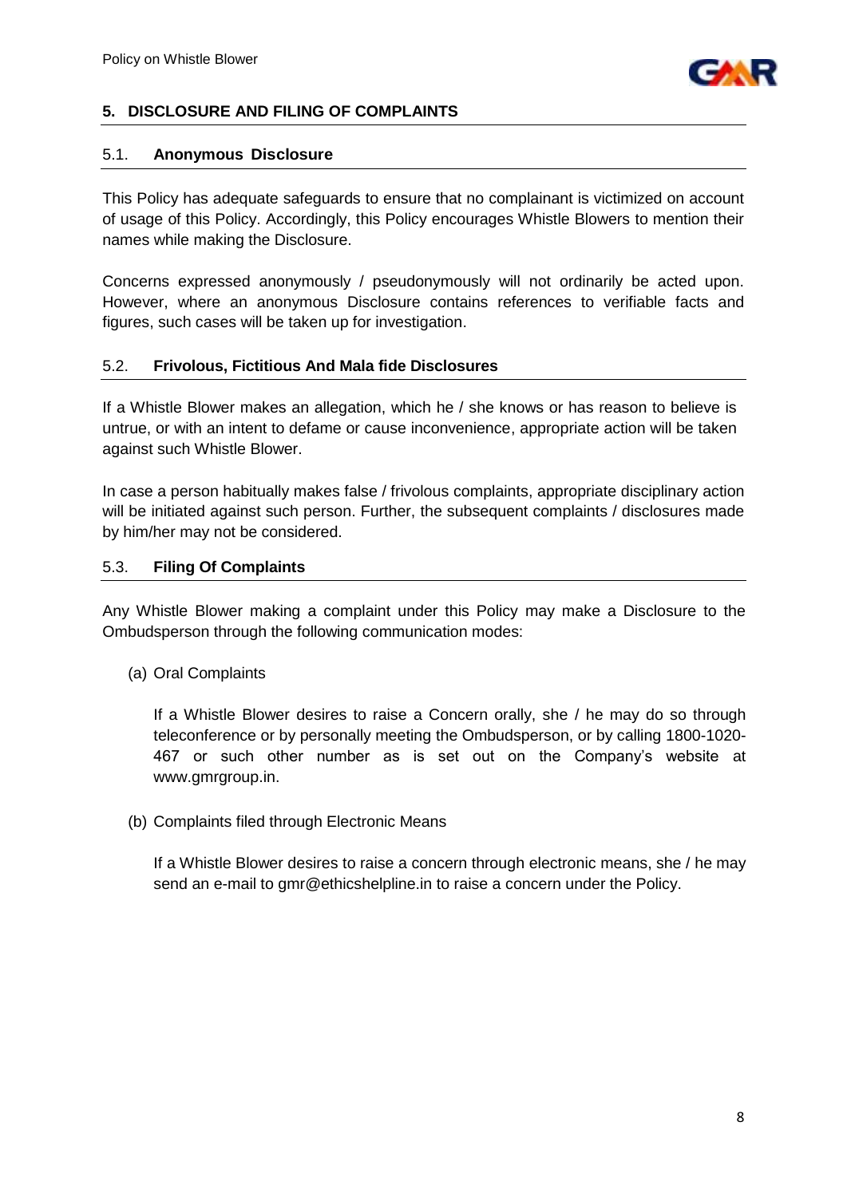## 5. DISCLOSURE AND FILING OF COMPLAINTS

### 5.1. Anonymous Disclosure

This Policy has adequate safeguards to ensure that no complainant is victimized on account of usage of this Policy. Accordingly, this Policy encourages Whistle Blowers to mention their names while making the Disclosure.

Concerns expressed anonymously / pseudonymously will not ordinarily be acted upon. However, where an anonymous Disclosure contains references to verifiable facts and figures, such cases will be taken up for investigation.

### 5.2. Frivolous, Fictitious And Mala fide Disclosures

If a Whistle Blower makes an allegation, which he / she knows or has reason to believe is untrue, or with an intent to defame or cause inconvenience, appropriate action will be taken against such Whistle Blower.

In case a person habitually makes false / frivolous complaints, appropriate disciplinary action will be initiated against such person. Further, the subsequent complaints / disclosures made by him/her may not be considered.

### 5.3. Filing Of Complaints

Any Whistle Blower making a complaint under this Policy may make a Disclosure to the Ombudsperson through the following communication modes:

(a) Oral Complaints

If a Whistle Blower desires to raise a Concern orally, she / he may do so through teleconference or by personally meeting the Ombudsperson, or by calling 1800-1020-467 or such other number as is set out on the Company's website at www.gmrgroup.in.

(b) Complaints filed through Electronic Means

If a Whistle Blower desires to raise a concern through electronic means, she / he may send an e-mail to gmr@ethicshelpline.in to raise a concern under the Policy.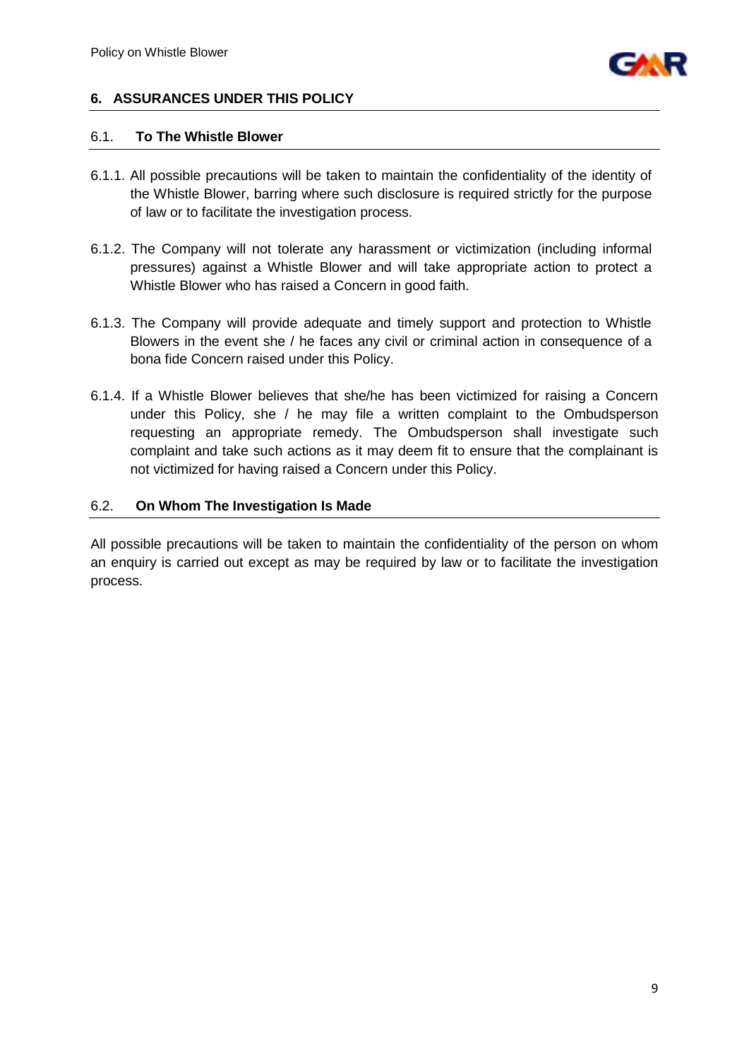## 6. ASSURANCES UNDER THIS POLICY

### 6.1. To The Whistle Blower

6.1.1. All possible precautions will be taken to maintain the confidentiality of the identity of the Whistle Blower, barring where such disclosure is required strictly for the purpose of law or to facilitate the investigation process.

6.1.2. The Company will not tolerate any harassment or victimization (including informal pressures) against a Whistle Blower and will take appropriate action to protect a Whistle Blower who has raised a Concern in good faith.

6.1.3. The Company will provide adequate and timely support and protection to Whistle Blowers in the event she / he faces any civil or criminal action in consequence of a bona fide Concern raised under this Policy.

6.1.4. If a Whistle Blower believes that she/he has been victimized for raising a Concern under this Policy, she / he may file a written complaint to the Ombudsperson requesting an appropriate remedy. The Ombudsperson shall investigate such complaint and take such actions as it may deem fit to ensure that the complainant is not victimized for having raised a Concern under this Policy.

### 6.2. On Whom The Investigation Is Made

All possible precautions will be taken to maintain the confidentiality of the person on whom an enquiry is carried out except as may be required by law or to facilitate the investigation process.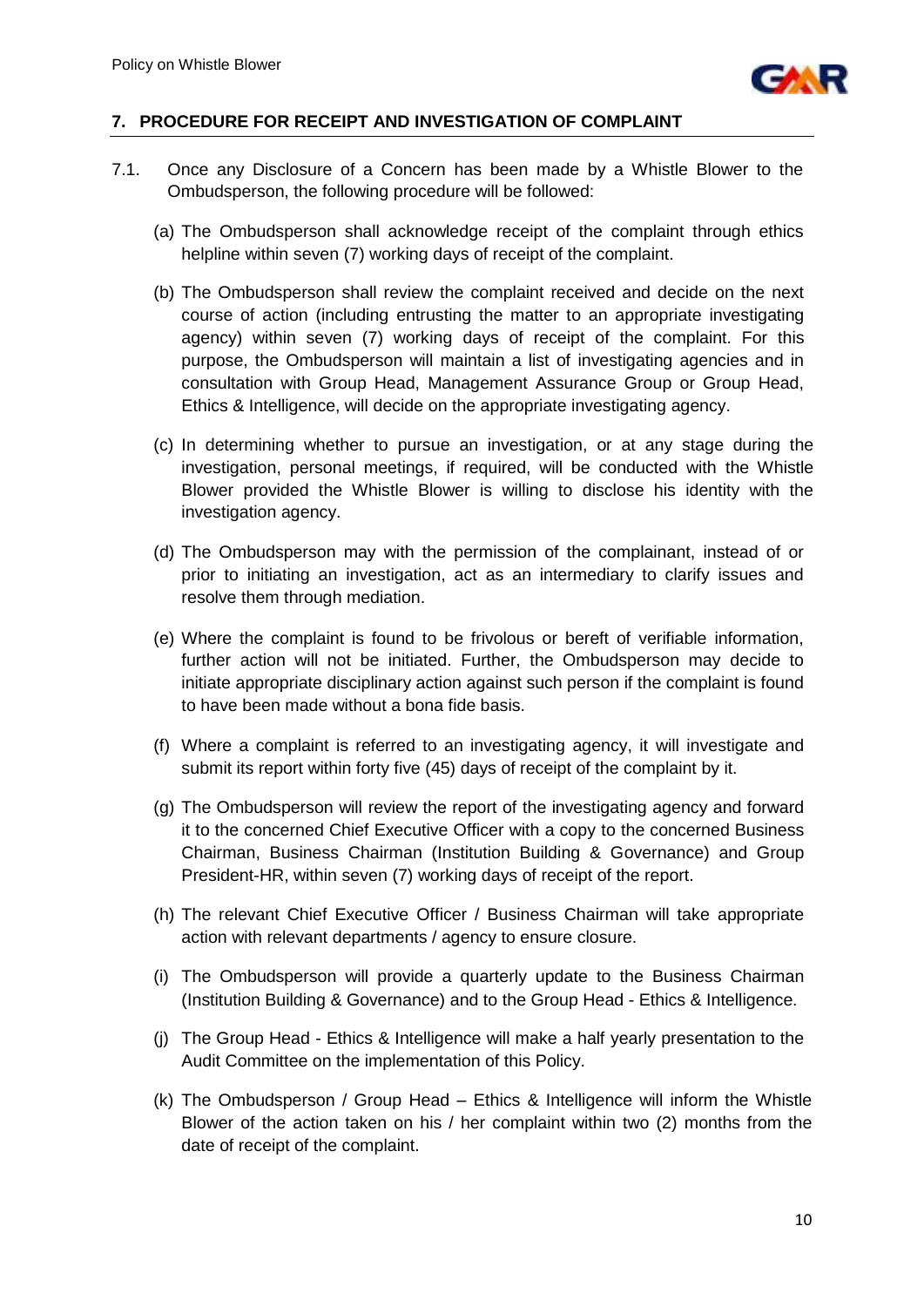## 7. PROCEDURE FOR RECEIPT AND INVESTIGATION OF COMPLAINT

7.1. Once any Disclosure of a Concern has been made by a Whistle Blower to the Ombudsperson, the following procedure will be followed:

(a) The Ombudsperson shall acknowledge receipt of the complaint through ethics helpline within seven (7) working days of receipt of the complaint.

(b) The Ombudsperson shall review the complaint received and decide on the next course of action (including entrusting the matter to an appropriate investigating agency) within seven (7) working days of receipt of the complaint. For this purpose, the Ombudsperson will maintain a list of investigating agencies and in consultation with Group Head, Management Assurance Group or Group Head, Ethics & Intelligence, will decide on the appropriate investigating agency.

(c) In determining whether to pursue an investigation, or at any stage during the investigation, personal meetings, if required, will be conducted with the Whistle Blower provided the Whistle Blower is willing to disclose his identity with the investigation agency.

(d) The Ombudsperson may with the permission of the complainant, instead of or prior to initiating an investigation, act as an intermediary to clarify issues and resolve them through mediation.

(e) Where the complaint is found to be frivolous or bereft of verifiable information, further action will not be initiated. Further, the Ombudsperson may decide to initiate appropriate disciplinary action against such person if the complaint is found to have been made without a bona fide basis.

(f) Where a complaint is referred to an investigating agency, it will investigate and submit its report within forty five (45) days of receipt of the complaint by it.

(g) The Ombudsperson will review the report of the investigating agency and forward it to the concerned Chief Executive Officer with a copy to the concerned Business Chairman, Business Chairman (Institution Building & Governance) and Group President-HR, within seven (7) working days of receipt of the report.

(h) The relevant Chief Executive Officer / Business Chairman will take appropriate action with relevant departments / agency to ensure closure.

(i) The Ombudsperson will provide a quarterly update to the Business Chairman (Institution Building & Governance) and to the Group Head - Ethics & Intelligence.

(j) The Group Head - Ethics & Intelligence will make a half yearly presentation to the Audit Committee on the implementation of this Policy.

(k) The Ombudsperson / Group Head – Ethics & Intelligence will inform the Whistle Blower of the action taken on his / her complaint within two (2) months from the date of receipt of the complaint.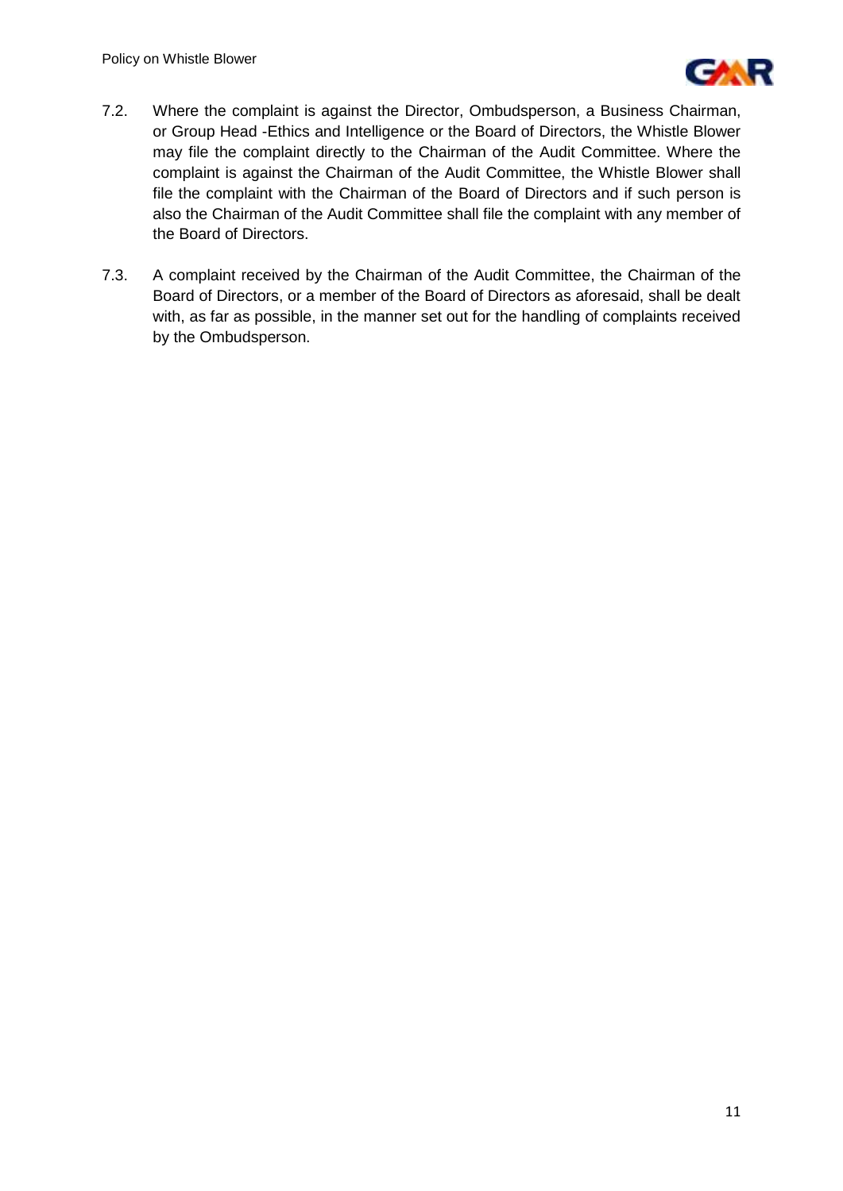7.2. Where the complaint is against the Director, Ombudsperson, a Business Chairman, or Group Head -Ethics and Intelligence or the Board of Directors, the Whistle Blower may file the complaint directly to the Chairman of the Audit Committee. Where the complaint is against the Chairman of the Audit Committee, the Whistle Blower shall file the complaint with the Chairman of the Board of Directors and if such person is also the Chairman of the Audit Committee shall file the complaint with any member of the Board of Directors.

7.3. A complaint received by the Chairman of the Audit Committee, the Chairman of the Board of Directors, or a member of the Board of Directors as aforesaid, shall be dealt with, as far as possible, in the manner set out for the handling of complaints received by the Ombudsperson.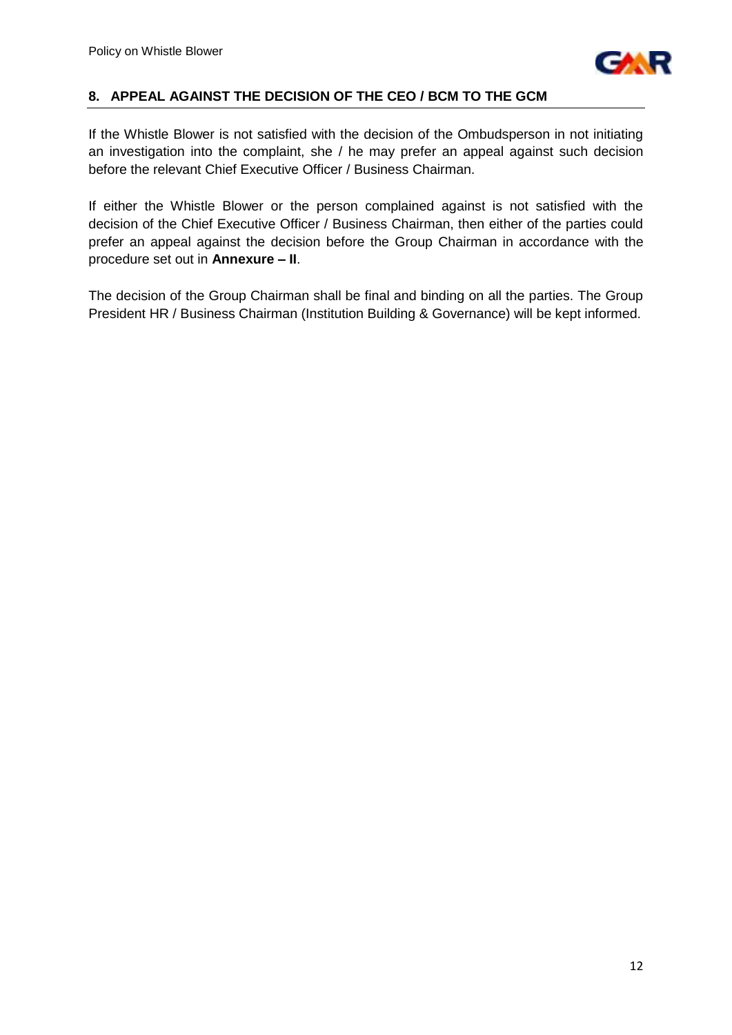## 8. APPEAL AGAINST THE DECISION OF THE CEO / BCM TO THE GCM

If the Whistle Blower is not satisfied with the decision of the Ombudsperson in not initiating an investigation into the complaint, she / he may prefer an appeal against such decision before the relevant Chief Executive Officer / Business Chairman.

If either the Whistle Blower or the person complained against is not satisfied with the decision of the Chief Executive Officer / Business Chairman, then either of the parties could prefer an appeal against the decision before the Group Chairman in accordance with the procedure set out in **Annexure – II**.

The decision of the Group Chairman shall be final and binding on all the parties. The Group President HR / Business Chairman (Institution Building & Governance) will be kept informed.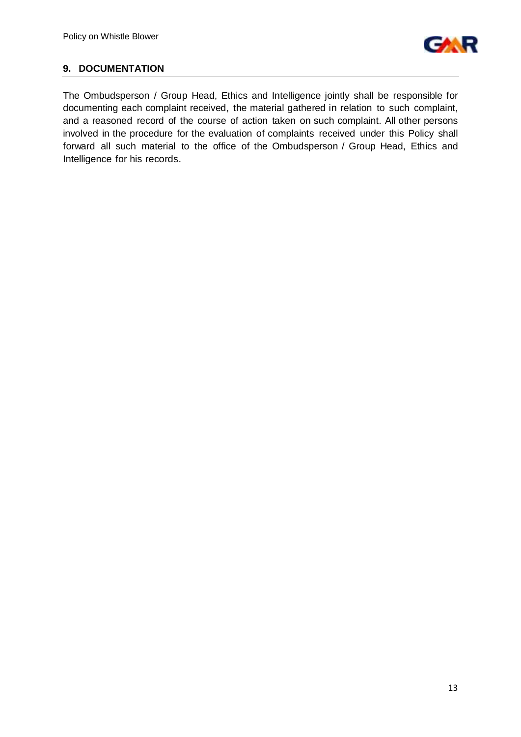## 9. DOCUMENTATION

The Ombudsperson / Group Head, Ethics and Intelligence jointly shall be responsible for documenting each complaint received, the material gathered in relation to such complaint, and a reasoned record of the course of action taken on such complaint. All other persons involved in the procedure for the evaluation of complaints received under this Policy shall forward all such material to the office of the Ombudsperson / Group Head, Ethics and Intelligence for his records.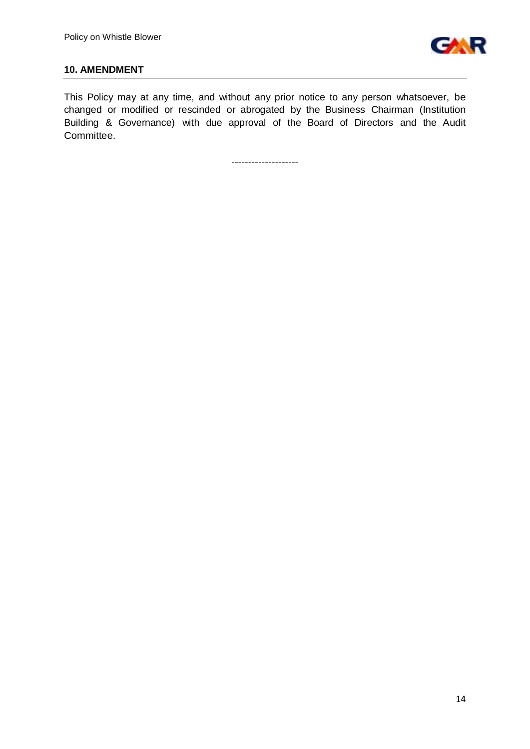## 10. AMENDMENT

This Policy may at any time, and without any prior notice to any person whatsoever, be changed or modified or rescinded or abrogated by the Business Chairman (Institution Building & Governance) with due approval of the Board of Directors and the Audit Committee.

--------------------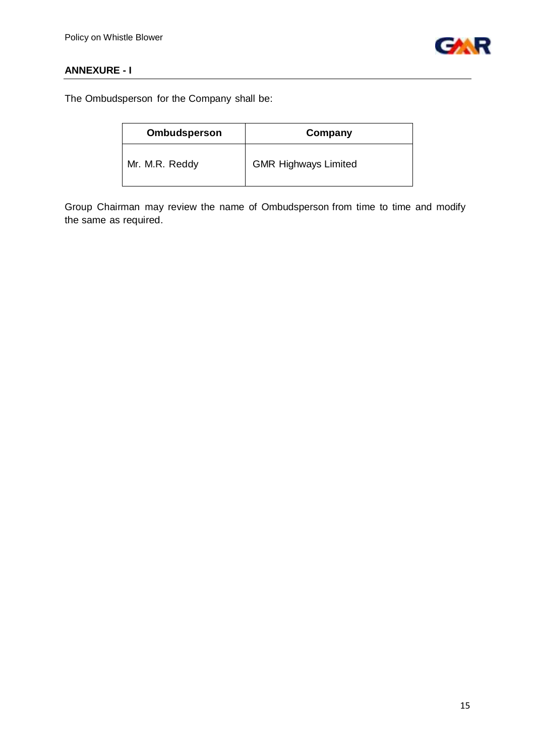## ANNEXURE - I

The Ombudsperson for the Company shall be:

| Ombudsperson | Company |
|---|---|
| Mr. M.R. Reddy | GMR Highways Limited |

Group Chairman may review the name of Ombudsperson from time to time and modify the same as required.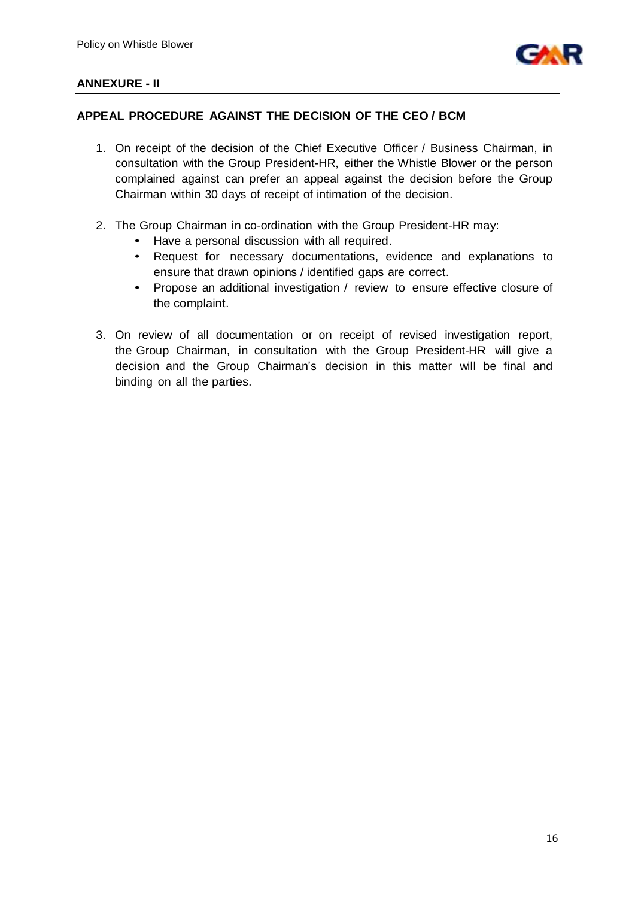## ANNEXURE - II

### APPEAL PROCEDURE AGAINST THE DECISION OF THE CEO / BCM

1. On receipt of the decision of the Chief Executive Officer / Business Chairman, in consultation with the Group President-HR, either the Whistle Blower or the person complained against can prefer an appeal against the decision before the Group Chairman within 30 days of receipt of intimation of the decision.

2. The Group Chairman in co-ordination with the Group President-HR may:
   - Have a personal discussion with all required.
   - Request for necessary documentations, evidence and explanations to ensure that drawn opinions / identified gaps are correct.
   - Propose an additional investigation / review to ensure effective closure of the complaint.

3. On review of all documentation or on receipt of revised investigation report, the Group Chairman, in consultation with the Group President-HR will give a decision and the Group Chairman's decision in this matter will be final and binding on all the parties.